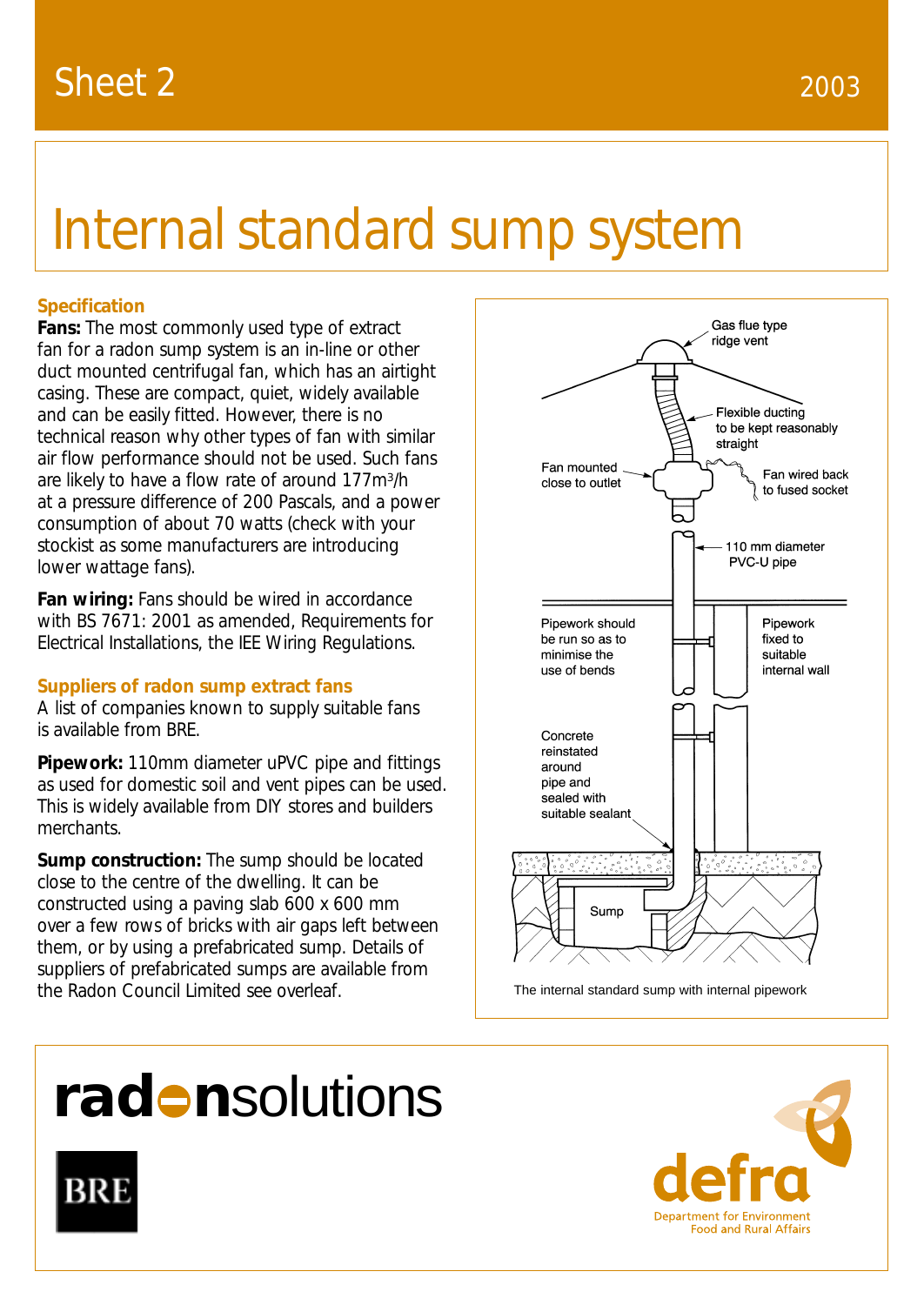Sheet 2

2003

# Internal standard sump system

## Specification

**Fans:** The most commonly used type of extract fan for a radon sump system is an in-line or other duct mounted centrifugal fan, which has an airtight casing. These are compact, quiet, widely available and can be easily fitted. However, there is no technical reason why other types of fan with similar air flow performance should not be used. Such fans are likely to have a flow rate of around 177m$^3$/h at a pressure difference of 200 Pascals, and a power consumption of about 70 watts (check with your stockist as some manufacturers are introducing lower wattage fans).

**Fan wiring:** Fans should be wired in accordance with BS 7671: 2001 as amended, Requirements for Electrical Installations, the IEE Wiring Regulations.

## Suppliers of radon sump extract fans

A list of companies known to supply suitable fans is available from BRE.

**Pipework:** 110mm diameter uPVC pipe and fittings as used for domestic soil and vent pipes can be used. This is widely available from DIY stores and builders merchants.

**Sump construction:** The sump should be located close to the centre of the dwelling. It can be constructed using a paving slab 600 x 600 mm over a few rows of bricks with air gaps left between them, or by using a prefabricated sump. Details of suppliers of prefabricated sumps are available from the Radon Council Limited see overleaf.

Gas flue type ridge vent

Flexible ducting to be kept reasonably straight

Fan mounted close to outlet

Fan wired back to fused socket

110 mm diameter PVC-U pipe

Pipework should be run so as to minimise the use of bends

Pipework fixed to suitable internal wall

Concrete reinstated around pipe and sealed with suitable sealant

Sump

The internal standard sump with internal pipework

radonsolutions

BRE

defra

Department for Environment Food and Rural Affairs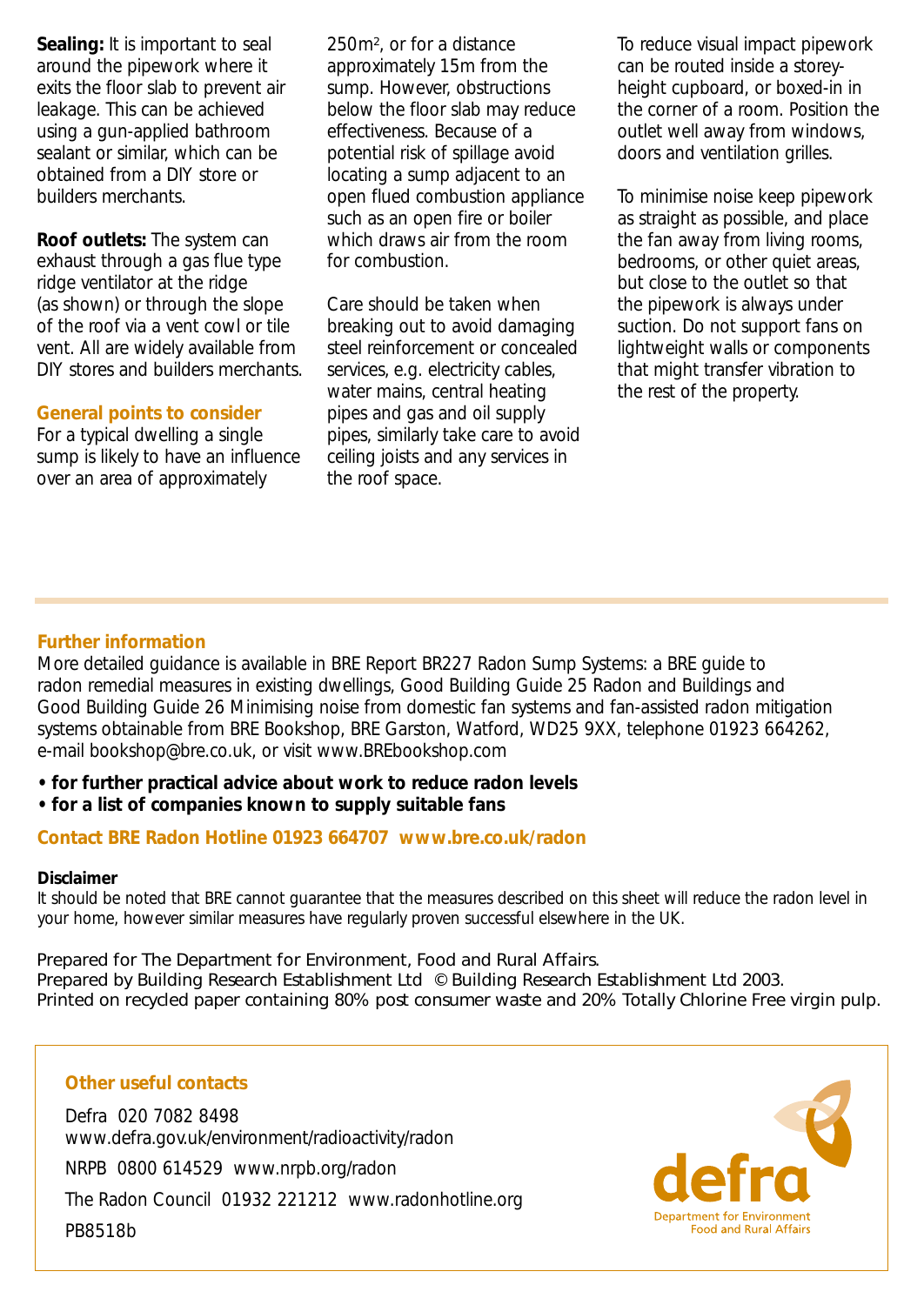**Sealing:** It is important to seal around the pipework where it exits the floor slab to prevent air leakage. This can be achieved using a gun-applied bathroom sealant or similar, which can be obtained from a DIY store or builders merchants.

**Roof outlets:** The system can exhaust through a gas flue type ridge ventilator at the ridge (as shown) or through the slope of the roof via a vent cowl or tile vent. All are widely available from DIY stores and builders merchants.

## General points to consider

For a typical dwelling a single sump is likely to have an influence over an area of approximately 250m², or for a distance approximately 15m from the sump. However, obstructions below the floor slab may reduce effectiveness. Because of a potential risk of spillage avoid locating a sump adjacent to an open flued combustion appliance such as an open fire or boiler which draws air from the room for combustion.

Care should be taken when breaking out to avoid damaging steel reinforcement or concealed services, e.g. electricity cables, water mains, central heating pipes and gas and oil supply pipes, similarly take care to avoid ceiling joists and any services in the roof space.

To reduce visual impact pipework can be routed inside a storey-height cupboard, or boxed-in in the corner of a room. Position the outlet well away from windows, doors and ventilation grilles.

To minimise noise keep pipework as straight as possible, and place the fan away from living rooms, bedrooms, or other quiet areas, but close to the outlet so that the pipework is always under suction. Do not support fans on lightweight walls or components that might transfer vibration to the rest of the property.

## Further information

More detailed guidance is available in BRE Report BR227 Radon Sump Systems: a BRE guide to radon remedial measures in existing dwellings, Good Building Guide 25 Radon and Buildings and Good Building Guide 26 Minimising noise from domestic fan systems and fan-assisted radon mitigation systems obtainable from BRE Bookshop, BRE Garston, Watford, WD25 9XX, telephone 01923 664262, e-mail bookshop@bre.co.uk, or visit www.BREbookshop.com

- **for further practical advice about work to reduce radon levels**
- **for a list of companies known to supply suitable fans**

**Contact BRE Radon Hotline 01923 664707 www.bre.co.uk/radon**

**Disclaimer**

It should be noted that BRE cannot guarantee that the measures described on this sheet will reduce the radon level in your home, however similar measures have regularly proven successful elsewhere in the UK.

Prepared for The Department for Environment, Food and Rural Affairs.
Prepared by Building Research Establishment Ltd © Building Research Establishment Ltd 2003.
Printed on recycled paper containing 80% post consumer waste and 20% Totally Chlorine Free virgin pulp.

## Other useful contacts

Defra 020 7082 8498
www.defra.gov.uk/environment/radioactivity/radon

NRPB 0800 614529 www.nrpb.org/radon

The Radon Council 01932 221212 www.radonhotline.org

PB8518b

defra
Department for Environment
Food and Rural Affairs